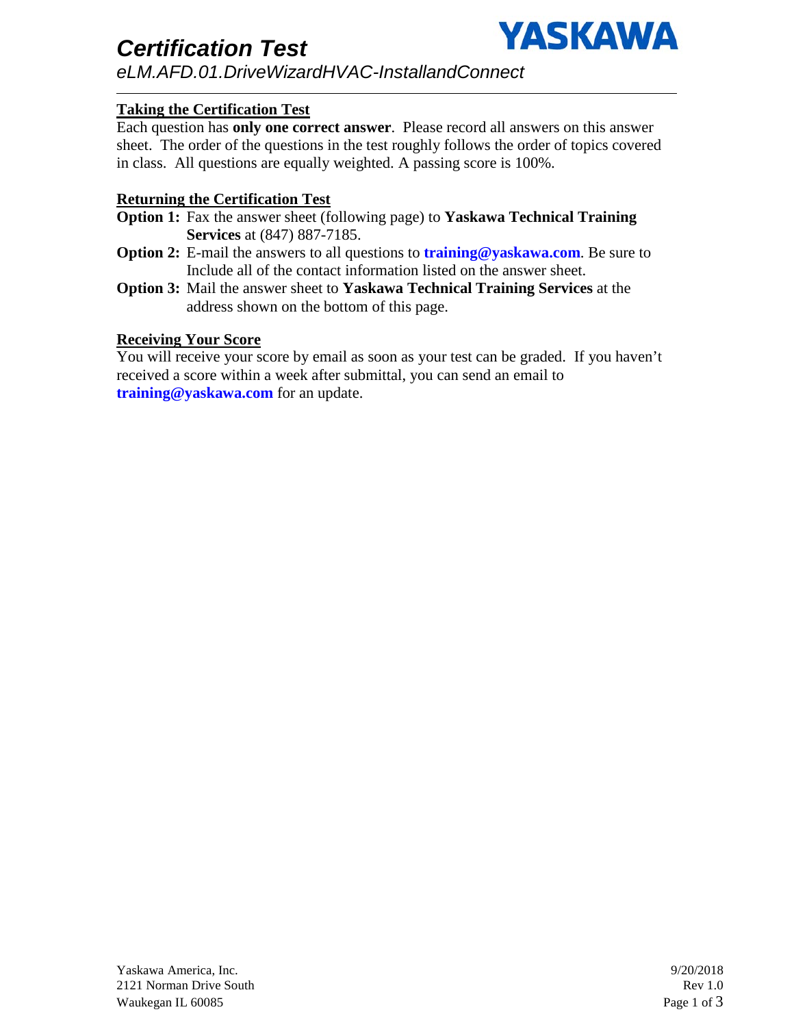# Certification Test

*eLM.AFD.01.DriveWizardHVAC-InstallandConnect*

---

## Taking the Certification Test

Each question has **only one correct answer**. Please record all answers on this answer sheet. The order of the questions in the test roughly follows the order of topics covered in class. All questions are equally weighted. A passing score is 100%.

## Returning the Certification Test

**Option 1:** Fax the answer sheet (following page) to **Yaskawa Technical Training Services** at (847) 887-7185.

**Option 2:** E-mail the answers to all questions to **training@yaskawa.com**. Be sure to Include all of the contact information listed on the answer sheet.

**Option 3:** Mail the answer sheet to **Yaskawa Technical Training Services** at the address shown on the bottom of this page.

## Receiving Your Score

You will receive your score by email as soon as your test can be graded. If you haven't received a score within a week after submittal, you can send an email to **training@yaskawa.com** for an update.

Yaskawa America, Inc.
2121 Norman Drive South
Waukegan IL 60085

9/20/2018
Rev 1.0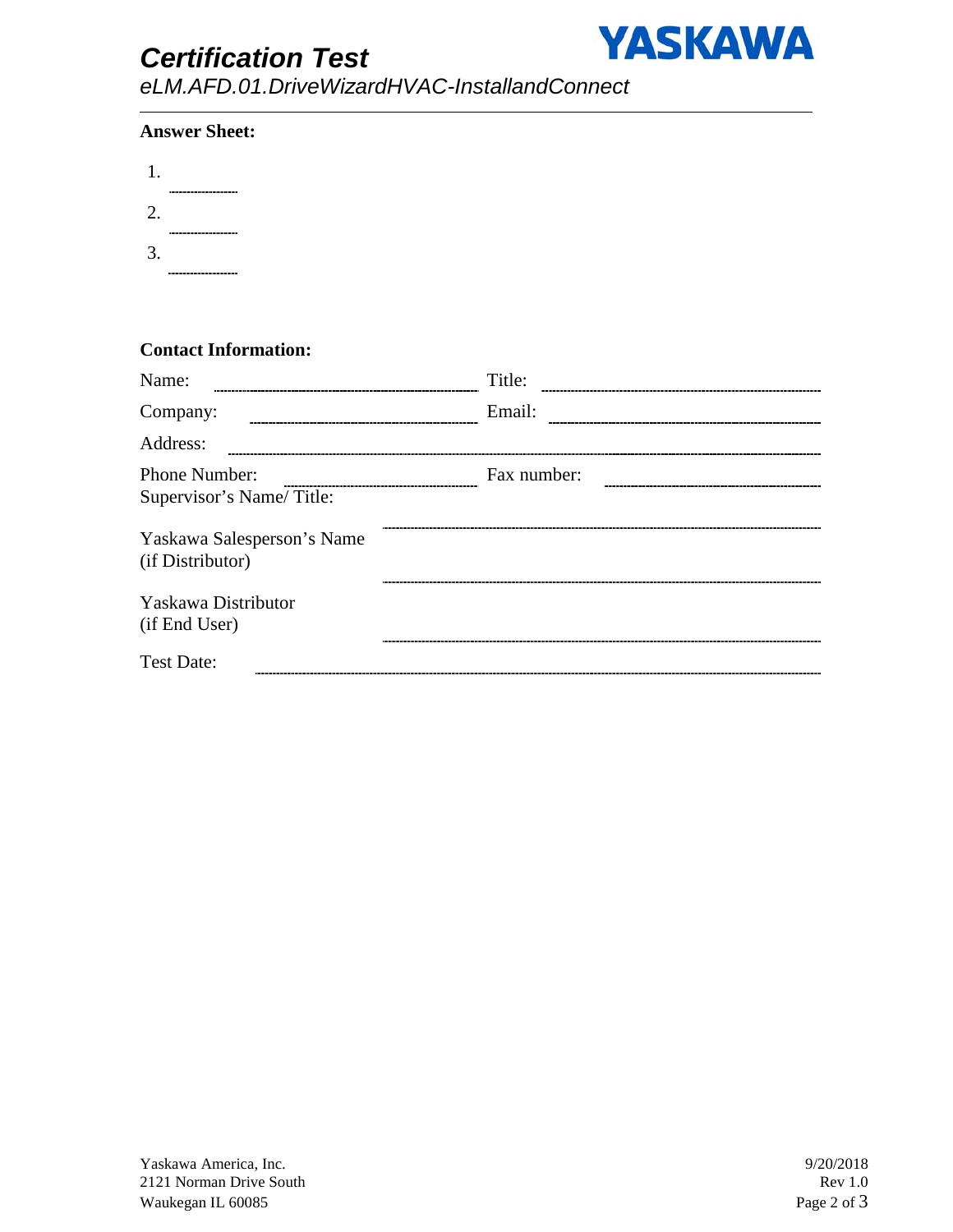# Certification Test

*eLM.AFD.01.DriveWizardHVAC-InstallandConnect*

**Answer Sheet:**

1. ________
2. ________
3. ________

**Contact Information:**

Name: ____________________ Title: ____________________

Company: ____________________ Email: ____________________

Address: ________________________________________

Phone Number: ____________________ Fax number: ____________________

Supervisor's Name/ Title: ________________________________________

Yaskawa Salesperson's Name (if Distributor) ________________________________________

Yaskawa Distributor (if End User) ________________________________________

Test Date: ________________________________________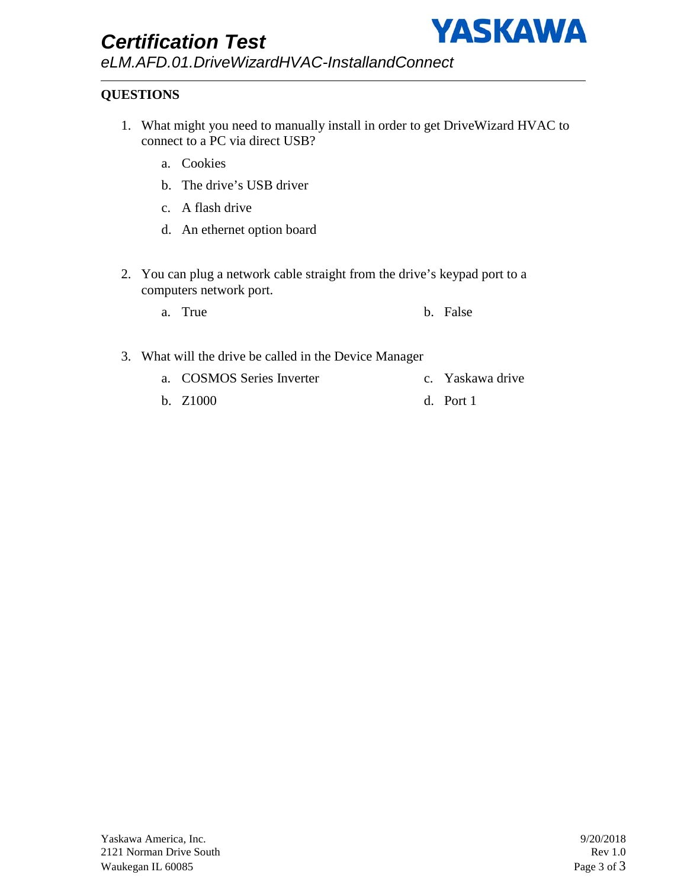**QUESTIONS**

1. What might you need to manually install in order to get DriveWizard HVAC to connect to a PC via direct USB?
   a. Cookies
   b. The drive's USB driver
   c. A flash drive
   d. An ethernet option board

2. You can plug a network cable straight from the drive's keypad port to a computers network port.
   a. True
   b. False

3. What will the drive be called in the Device Manager
   a. COSMOS Series Inverter
   b. Z1000
   c. Yaskawa drive
   d. Port 1